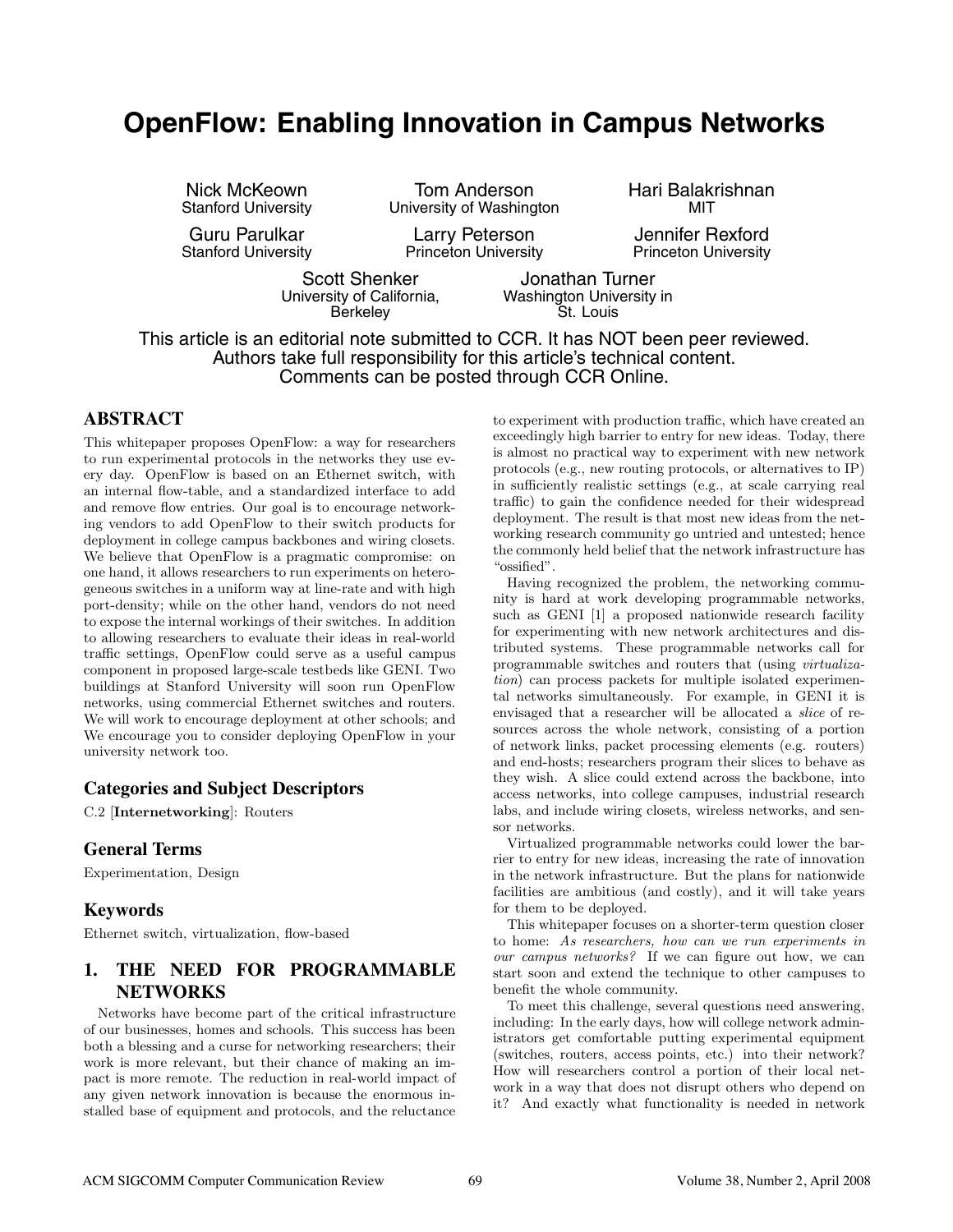# OpenFlow: Enabling Innovation in Campus Networks

Nick McKeown
Stanford University

Tom Anderson
University of Washington

Hari Balakrishnan
MIT

Guru Parulkar
Stanford University

Larry Peterson
Princeton University

Jennifer Rexford
Princeton University

Scott Shenker
University of California, Berkeley

Jonathan Turner
Washington University in St. Louis

This article is an editorial note submitted to CCR. It has NOT been peer reviewed. Authors take full responsibility for this article's technical content. Comments can be posted through CCR Online.

## ABSTRACT

This whitepaper proposes OpenFlow: a way for researchers to run experimental protocols in the networks they use every day. OpenFlow is based on an Ethernet switch, with an internal flow-table, and a standardized interface to add and remove flow entries. Our goal is to encourage networking vendors to add OpenFlow to their switch products for deployment in college campus backbones and wiring closets. We believe that OpenFlow is a pragmatic compromise: on one hand, it allows researchers to run experiments on heterogeneous switches in a uniform way at line-rate and with high port-density; while on the other hand, vendors do not need to expose the internal workings of their switches. In addition to allowing researchers to evaluate their ideas in real-world traffic settings, OpenFlow could serve as a useful campus component in proposed large-scale testbeds like GENI. Two buildings at Stanford University will soon run OpenFlow networks, using commercial Ethernet switches and routers. We will work to encourage deployment at other schools; and We encourage you to consider deploying OpenFlow in your university network too.

### Categories and Subject Descriptors

C.2 [**Internetworking**]: Routers

### General Terms

Experimentation, Design

### Keywords

Ethernet switch, virtualization, flow-based

## 1. THE NEED FOR PROGRAMMABLE NETWORKS

Networks have become part of the critical infrastructure of our businesses, homes and schools. This success has been both a blessing and a curse for networking researchers; their work is more relevant, but their chance of making an impact is more remote. The reduction in real-world impact of any given network innovation is because the enormous installed base of equipment and protocols, and the reluctance to experiment with production traffic, which have created an exceedingly high barrier to entry for new ideas. Today, there is almost no practical way to experiment with new network protocols (e.g., new routing protocols, or alternatives to IP) in sufficiently realistic settings (e.g., at scale carrying real traffic) to gain the confidence needed for their widespread deployment. The result is that most new ideas from the networking research community go untried and untested; hence the commonly held belief that the network infrastructure has "ossified".

Having recognized the problem, the networking community is hard at work developing programmable networks, such as GENI [1] a proposed nationwide research facility for experimenting with new network architectures and distributed systems. These programmable networks call for programmable switches and routers that (using *virtualization*) can process packets for multiple isolated experimental networks simultaneously. For example, in GENI it is envisaged that a researcher will be allocated a *slice* of resources across the whole network, consisting of a portion of network links, packet processing elements (e.g. routers) and end-hosts; researchers program their slices to behave as they wish. A slice could extend across the backbone, into access networks, into college campuses, industrial research labs, and include wiring closets, wireless networks, and sensor networks.

Virtualized programmable networks could lower the barrier to entry for new ideas, increasing the rate of innovation in the network infrastructure. But the plans for nationwide facilities are ambitious (and costly), and it will take years for them to be deployed.

This whitepaper focuses on a shorter-term question closer to home: *As researchers, how can we run experiments in our campus networks?* If we can figure out how, we can start soon and extend the technique to other campuses to benefit the whole community.

To meet this challenge, several questions need answering, including: In the early days, how will college network administrators get comfortable putting experimental equipment (switches, routers, access points, etc.) into their network? How will researchers control a portion of their local network in a way that does not disrupt others who depend on it? And exactly what functionality is needed in network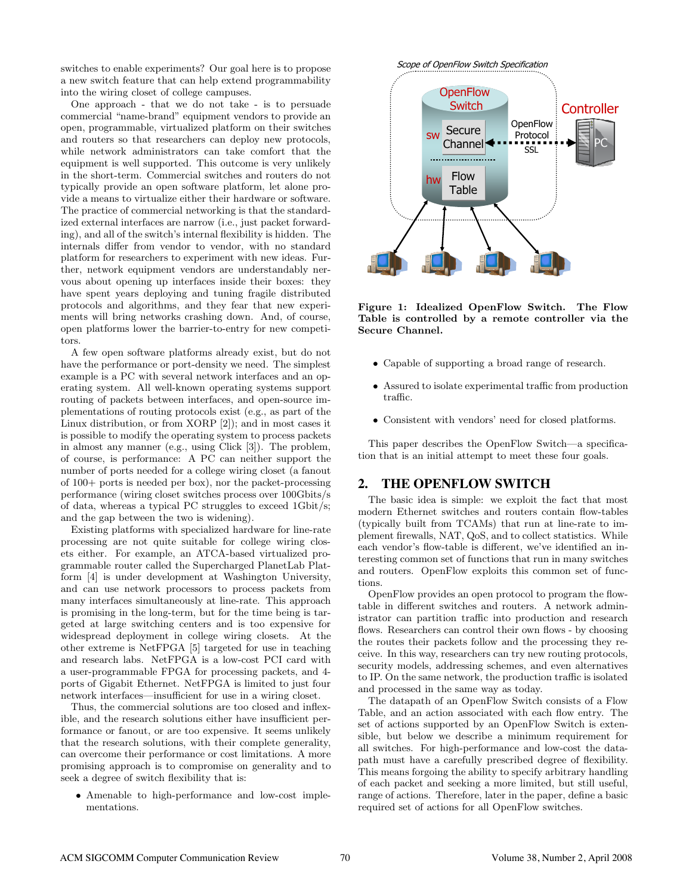switches to enable experiments? Our goal here is to propose a new switch feature that can help extend programmability into the wiring closet of college campuses.

One approach - that we do not take - is to persuade commercial "name-brand" equipment vendors to provide an open, programmable, virtualized platform on their switches and routers so that researchers can deploy new protocols, while network administrators can take comfort that the equipment is well supported. This outcome is very unlikely in the short-term. Commercial switches and routers do not typically provide an open software platform, let alone provide a means to virtualize either their hardware or software. The practice of commercial networking is that the standardized external interfaces are narrow (i.e., just packet forwarding), and all of the switch's internal flexibility is hidden. The internals differ from vendor to vendor, with no standard platform for researchers to experiment with new ideas. Further, network equipment vendors are understandably nervous about opening up interfaces inside their boxes: they have spent years deploying and tuning fragile distributed protocols and algorithms, and they fear that new experiments will bring networks crashing down. And, of course, open platforms lower the barrier-to-entry for new competitors.

A few open software platforms already exist, but do not have the performance or port-density we need. The simplest example is a PC with several network interfaces and an operating system. All well-known operating systems support routing of packets between interfaces, and open-source implementations of routing protocols exist (e.g., as part of the Linux distribution, or from XORP [2]); and in most cases it is possible to modify the operating system to process packets in almost any manner (e.g., using Click [3]). The problem, of course, is performance: A PC can neither support the number of ports needed for a college wiring closet (a fanout of 100+ ports is needed per box), nor the packet-processing performance (wiring closet switches process over 100Gbits/s of data, whereas a typical PC struggles to exceed 1Gbit/s; and the gap between the two is widening).

Existing platforms with specialized hardware for line-rate processing are not quite suitable for college wiring closets either. For example, an ATCA-based virtualized programmable router called the Supercharged PlanetLab Platform [4] is under development at Washington University, and can use network processors to process packets from many interfaces simultaneously at line-rate. This approach is promising in the long-term, but for the time being is targeted at large switching centers and is too expensive for widespread deployment in college wiring closets. At the other extreme is NetFPGA [5] targeted for use in teaching and research labs. NetFPGA is a low-cost PCI card with a user-programmable FPGA for processing packets, and 4-ports of Gigabit Ethernet. NetFPGA is limited to just four network interfaces—insufficient for use in a wiring closet.

Thus, the commercial solutions are too closed and inflexible, and the research solutions either have insufficient performance or fanout, or are too expensive. It seems unlikely that the research solutions, with their complete generality, can overcome their performance or cost limitations. A more promising approach is to compromise on generality and to seek a degree of switch flexibility that is:

- Amenable to high-performance and low-cost implementations.
- Capable of supporting a broad range of research.
- Assured to isolate experimental traffic from production traffic.
- Consistent with vendors' need for closed platforms.

**Figure 1: Idealized OpenFlow Switch. The Flow Table is controlled by a remote controller via the Secure Channel.**

This paper describes the OpenFlow Switch—a specification that is an initial attempt to meet these four goals.

## 2. THE OPENFLOW SWITCH

The basic idea is simple: we exploit the fact that most modern Ethernet switches and routers contain flow-tables (typically built from TCAMs) that run at line-rate to implement firewalls, NAT, QoS, and to collect statistics. While each vendor's flow-table is different, we've identified an interesting common set of functions that run in many switches and routers. OpenFlow exploits this common set of functions.

OpenFlow provides an open protocol to program the flow-table in different switches and routers. A network administrator can partition traffic into production and research flows. Researchers can control their own flows - by choosing the routes their packets follow and the processing they receive. In this way, researchers can try new routing protocols, security models, addressing schemes, and even alternatives to IP. On the same network, the production traffic is isolated and processed in the same way as today.

The datapath of an OpenFlow Switch consists of a Flow Table, and an action associated with each flow entry. The set of actions supported by an OpenFlow Switch is extensible, but below we describe a minimum requirement for all switches. For high-performance and low-cost the datapath must have a carefully prescribed degree of flexibility. This means forgoing the ability to specify arbitrary handling of each packet and seeking a more limited, but still useful, range of actions. Therefore, later in the paper, define a basic required set of actions for all OpenFlow switches.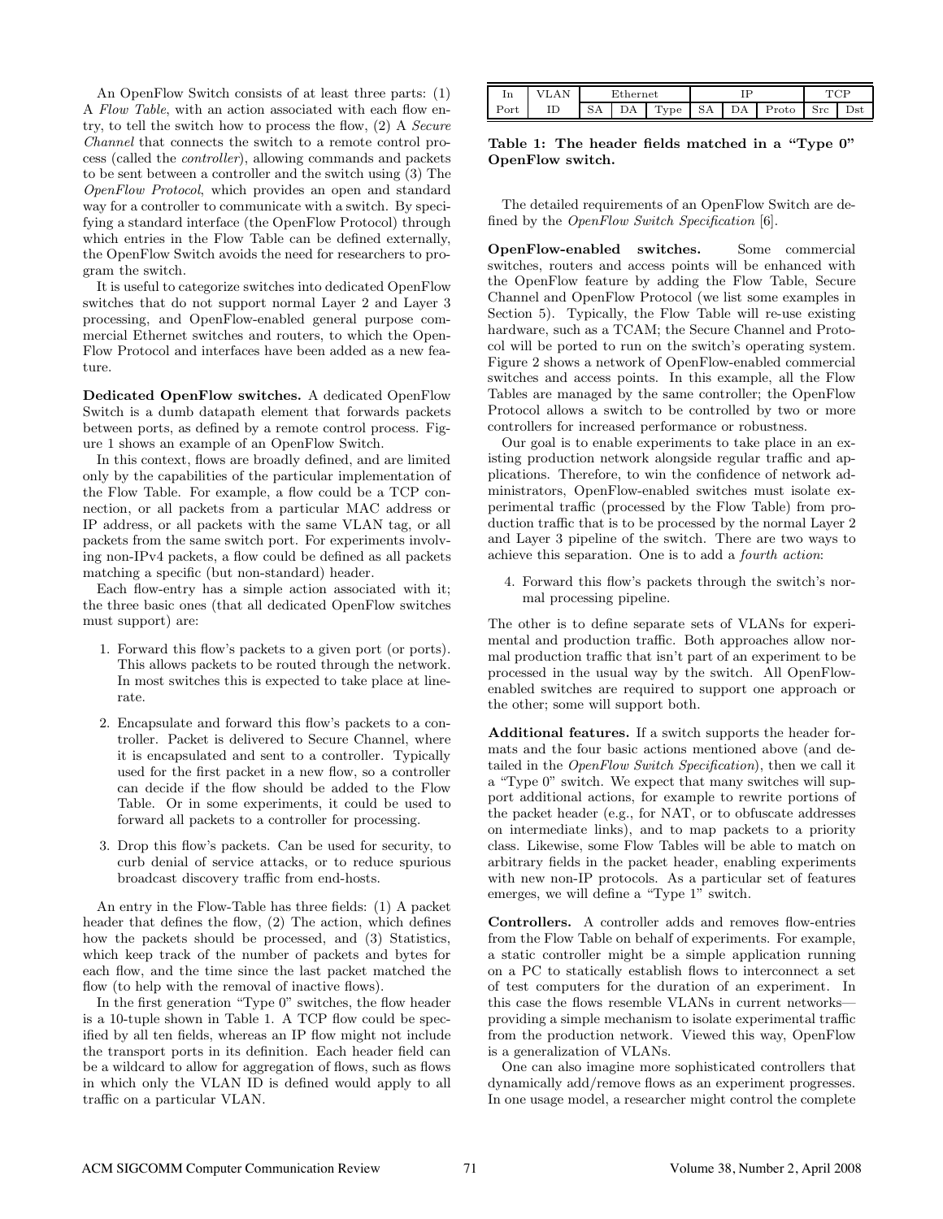An OpenFlow Switch consists of at least three parts: (1) A *Flow Table*, with an action associated with each flow entry, to tell the switch how to process the flow, (2) A *Secure Channel* that connects the switch to a remote control process (called the *controller*), allowing commands and packets to be sent between a controller and the switch using (3) The *OpenFlow Protocol*, which provides an open and standard way for a controller to communicate with a switch. By specifying a standard interface (the OpenFlow Protocol) through which entries in the Flow Table can be defined externally, the OpenFlow Switch avoids the need for researchers to program the switch.

It is useful to categorize switches into dedicated OpenFlow switches that do not support normal Layer 2 and Layer 3 processing, and OpenFlow-enabled general purpose commercial Ethernet switches and routers, to which the OpenFlow Protocol and interfaces have been added as a new feature.

**Dedicated OpenFlow switches.** A dedicated OpenFlow Switch is a dumb datapath element that forwards packets between ports, as defined by a remote control process. Figure 1 shows an example of an OpenFlow Switch.

In this context, flows are broadly defined, and are limited only by the capabilities of the particular implementation of the Flow Table. For example, a flow could be a TCP connection, or all packets from a particular MAC address or IP address, or all packets with the same VLAN tag, or all packets from the same switch port. For experiments involving non-IPv4 packets, a flow could be defined as all packets matching a specific (but non-standard) header.

Each flow-entry has a simple action associated with it; the three basic ones (that all dedicated OpenFlow switches must support) are:

1. Forward this flow's packets to a given port (or ports). This allows packets to be routed through the network. In most switches this is expected to take place at line-rate.
2. Encapsulate and forward this flow's packets to a controller. Packet is delivered to Secure Channel, where it is encapsulated and sent to a controller. Typically used for the first packet in a new flow, so a controller can decide if the flow should be added to the Flow Table. Or in some experiments, it could be used to forward all packets to a controller for processing.
3. Drop this flow's packets. Can be used for security, to curb denial of service attacks, or to reduce spurious broadcast discovery traffic from end-hosts.

An entry in the Flow-Table has three fields: (1) A packet header that defines the flow, (2) The action, which defines how the packets should be processed, and (3) Statistics, which keep track of the number of packets and bytes for each flow, and the time since the last packet matched the flow (to help with the removal of inactive flows).

In the first generation "Type 0" switches, the flow header is a 10-tuple shown in Table 1. A TCP flow could be specified by all ten fields, whereas an IP flow might not include the transport ports in its definition. Each header field can be a wildcard to allow for aggregation of flows, such as flows in which only the VLAN ID is defined would apply to all traffic on a particular VLAN.

| In | VLAN | Ethernet | | | IP | | | TCP | |
|---|---|---|---|---|---|---|---|---|---|
| Port | ID | SA | DA | Type | SA | DA | Proto | Src | Dst |

**Table 1: The header fields matched in a "Type 0" OpenFlow switch.**

The detailed requirements of an OpenFlow Switch are defined by the *OpenFlow Switch Specification* [6].

**OpenFlow-enabled switches.** Some commercial switches, routers and access points will be enhanced with the OpenFlow feature by adding the Flow Table, Secure Channel and OpenFlow Protocol (we list some examples in Section 5). Typically, the Flow Table will re-use existing hardware, such as a TCAM; the Secure Channel and Protocol will be ported to run on the switch's operating system. Figure 2 shows a network of OpenFlow-enabled commercial switches and access points. In this example, all the Flow Tables are managed by the same controller; the OpenFlow Protocol allows a switch to be controlled by two or more controllers for increased performance or robustness.

Our goal is to enable experiments to take place in an existing production network alongside regular traffic and applications. Therefore, to win the confidence of network administrators, OpenFlow-enabled switches must isolate experimental traffic (processed by the Flow Table) from production traffic that is to be processed by the normal Layer 2 and Layer 3 pipeline of the switch. There are two ways to achieve this separation. One is to add a *fourth action*:

4. Forward this flow's packets through the switch's normal processing pipeline.

The other is to define separate sets of VLANs for experimental and production traffic. Both approaches allow normal production traffic that isn't part of an experiment to be processed in the usual way by the switch. All OpenFlow-enabled switches are required to support one approach or the other; some will support both.

**Additional features.** If a switch supports the header formats and the four basic actions mentioned above (and detailed in the *OpenFlow Switch Specification*), then we call it a "Type 0" switch. We expect that many switches will support additional actions, for example to rewrite portions of the packet header (e.g., for NAT, or to obfuscate addresses on intermediate links), and to map packets to a priority class. Likewise, some Flow Tables will be able to match on arbitrary fields in the packet header, enabling experiments with new non-IP protocols. As a particular set of features emerges, we will define a "Type 1" switch.

**Controllers.** A controller adds and removes flow-entries from the Flow Table on behalf of experiments. For example, a static controller might be a simple application running on a PC to statically establish flows to interconnect a set of test computers for the duration of an experiment. In this case the flows resemble VLANs in current networks—providing a simple mechanism to isolate experimental traffic from the production network. Viewed this way, OpenFlow is a generalization of VLANs.

One can also imagine more sophisticated controllers that dynamically add/remove flows as an experiment progresses. In one usage model, a researcher might control the complete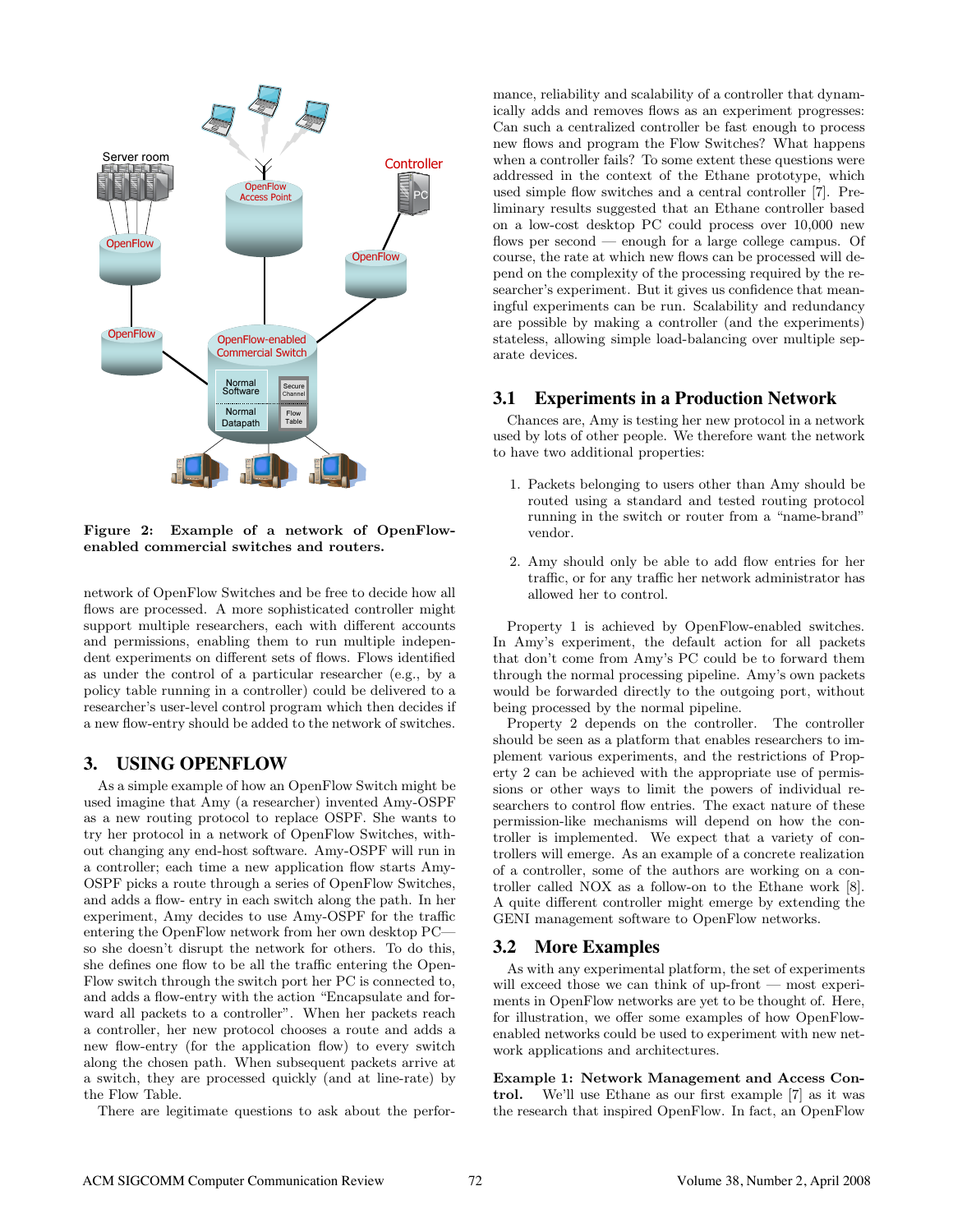Server room

OpenFlow Access Point

Controller

PC

OpenFlow

OpenFlow

OpenFlow

OpenFlow-enabled Commercial Switch

Normal Software

Secure Channel

Normal Datapath

Flow Table

**Figure 2: Example of a network of OpenFlow-enabled commercial switches and routers.**

network of OpenFlow Switches and be free to decide how all flows are processed. A more sophisticated controller might support multiple researchers, each with different accounts and permissions, enabling them to run multiple independent experiments on different sets of flows. Flows identified as under the control of a particular researcher (e.g., by a policy table running in a controller) could be delivered to a researcher's user-level control program which then decides if a new flow-entry should be added to the network of switches.

## 3. USING OPENFLOW

As a simple example of how an OpenFlow Switch might be used imagine that Amy (a researcher) invented Amy-OSPF as a new routing protocol to replace OSPF. She wants to try her protocol in a network of OpenFlow Switches, without changing any end-host software. Amy-OSPF will run in a controller; each time a new application flow starts Amy-OSPF picks a route through a series of OpenFlow Switches, and adds a flow- entry in each switch along the path. In her experiment, Amy decides to use Amy-OSPF for the traffic entering the OpenFlow network from her own desktop PC— so she doesn't disrupt the network for others. To do this, she defines one flow to be all the traffic entering the OpenFlow switch through the switch port her PC is connected to, and adds a flow-entry with the action "Encapsulate and forward all packets to a controller". When her packets reach a controller, her new protocol chooses a route and adds a new flow-entry (for the application flow) to every switch along the chosen path. When subsequent packets arrive at a switch, they are processed quickly (and at line-rate) by the Flow Table.

There are legitimate questions to ask about the performance, reliability and scalability of a controller that dynamically adds and removes flows as an experiment progresses: Can such a centralized controller be fast enough to process new flows and program the Flow Switches? What happens when a controller fails? To some extent these questions were addressed in the context of the Ethane prototype, which used simple flow switches and a central controller [7]. Preliminary results suggested that an Ethane controller based on a low-cost desktop PC could process over 10,000 new flows per second — enough for a large college campus. Of course, the rate at which new flows can be processed will depend on the complexity of the processing required by the researcher's experiment. But it gives us confidence that meaningful experiments can be run. Scalability and redundancy are possible by making a controller (and the experiments) stateless, allowing simple load-balancing over multiple separate devices.

### 3.1 Experiments in a Production Network

Chances are, Amy is testing her new protocol in a network used by lots of other people. We therefore want the network to have two additional properties:

1. Packets belonging to users other than Amy should be routed using a standard and tested routing protocol running in the switch or router from a "name-brand" vendor.

2. Amy should only be able to add flow entries for her traffic, or for any traffic her network administrator has allowed her to control.

Property 1 is achieved by OpenFlow-enabled switches. In Amy's experiment, the default action for all packets that don't come from Amy's PC could be to forward them through the normal processing pipeline. Amy's own packets would be forwarded directly to the outgoing port, without being processed by the normal pipeline.

Property 2 depends on the controller. The controller should be seen as a platform that enables researchers to implement various experiments, and the restrictions of Property 2 can be achieved with the appropriate use of permissions or other ways to limit the powers of individual researchers to control flow entries. The exact nature of these permission-like mechanisms will depend on how the controller is implemented. We expect that a variety of controllers will emerge. As an example of a concrete realization of a controller, some of the authors are working on a controller called NOX as a follow-on to the Ethane work [8]. A quite different controller might emerge by extending the GENI management software to OpenFlow networks.

### 3.2 More Examples

As with any experimental platform, the set of experiments will exceed those we can think of up-front — most experiments in OpenFlow networks are yet to be thought of. Here, for illustration, we offer some examples of how OpenFlow-enabled networks could be used to experiment with new network applications and architectures.

**Example 1: Network Management and Access Control.** We'll use Ethane as our first example [7] as it was the research that inspired OpenFlow. In fact, an OpenFlow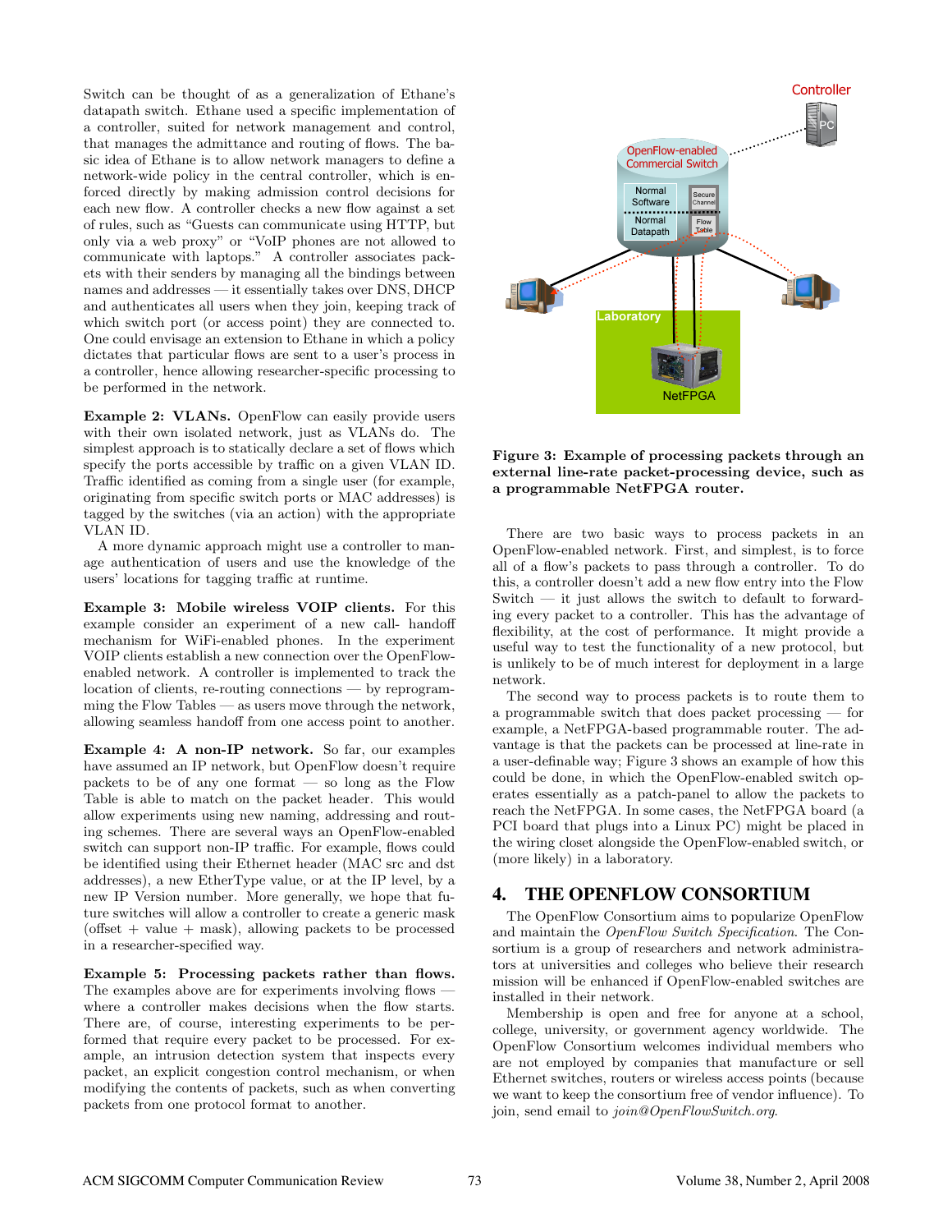Switch can be thought of as a generalization of Ethane's datapath switch. Ethane used a specific implementation of a controller, suited for network management and control, that manages the admittance and routing of flows. The basic idea of Ethane is to allow network managers to define a network-wide policy in the central controller, which is enforced directly by making admission control decisions for each new flow. A controller checks a new flow against a set of rules, such as "Guests can communicate using HTTP, but only via a web proxy" or "VoIP phones are not allowed to communicate with laptops." A controller associates packets with their senders by managing all the bindings between names and addresses — it essentially takes over DNS, DHCP and authenticates all users when they join, keeping track of which switch port (or access point) they are connected to. One could envisage an extension to Ethane in which a policy dictates that particular flows are sent to a user's process in a controller, hence allowing researcher-specific processing to be performed in the network.

**Example 2: VLANs.** OpenFlow can easily provide users with their own isolated network, just as VLANs do. The simplest approach is to statically declare a set of flows which specify the ports accessible by traffic on a given VLAN ID. Traffic identified as coming from a single user (for example, originating from specific switch ports or MAC addresses) is tagged by the switches (via an action) with the appropriate VLAN ID.

A more dynamic approach might use a controller to manage authentication of users and use the knowledge of the users' locations for tagging traffic at runtime.

**Example 3: Mobile wireless VOIP clients.** For this example consider an experiment of a new call- handoff mechanism for WiFi-enabled phones. In the experiment VOIP clients establish a new connection over the OpenFlow-enabled network. A controller is implemented to track the location of clients, re-routing connections — by reprogramming the Flow Tables — as users move through the network, allowing seamless handoff from one access point to another.

**Example 4: A non-IP network.** So far, our examples have assumed an IP network, but OpenFlow doesn't require packets to be of any one format — so long as the Flow Table is able to match on the packet header. This would allow experiments using new naming, addressing and routing schemes. There are several ways an OpenFlow-enabled switch can support non-IP traffic. For example, flows could be identified using their Ethernet header (MAC src and dst addresses), a new EtherType value, or at the IP level, by a new IP Version number. More generally, we hope that future switches will allow a controller to create a generic mask (offset + value + mask), allowing packets to be processed in a researcher-specified way.

**Example 5: Processing packets rather than flows.** The examples above are for experiments involving flows — where a controller makes decisions when the flow starts. There are, of course, interesting experiments to be performed that require every packet to be processed. For example, an intrusion detection system that inspects every packet, an explicit congestion control mechanism, or when modifying the contents of packets, such as when converting packets from one protocol format to another.

**Figure 3: Example of processing packets through an external line-rate packet-processing device, such as a programmable NetFPGA router.**

There are two basic ways to process packets in an OpenFlow-enabled network. First, and simplest, is to force all of a flow's packets to pass through a controller. To do this, a controller doesn't add a new flow entry into the Flow Switch — it just allows the switch to default to forwarding every packet to a controller. This has the advantage of flexibility, at the cost of performance. It might provide a useful way to test the functionality of a new protocol, but is unlikely to be of much interest for deployment in a large network.

The second way to process packets is to route them to a programmable switch that does packet processing — for example, a NetFPGA-based programmable router. The advantage is that the packets can be processed at line-rate in a user-definable way; Figure 3 shows an example of how this could be done, in which the OpenFlow-enabled switch operates essentially as a patch-panel to allow the packets to reach the NetFPGA. In some cases, the NetFPGA board (a PCI board that plugs into a Linux PC) might be placed in the wiring closet alongside the OpenFlow-enabled switch, or (more likely) in a laboratory.

## 4. THE OPENFLOW CONSORTIUM

The OpenFlow Consortium aims to popularize OpenFlow and maintain the *OpenFlow Switch Specification*. The Consortium is a group of researchers and network administrators at universities and colleges who believe their research mission will be enhanced if OpenFlow-enabled switches are installed in their network.

Membership is open and free for anyone at a school, college, university, or government agency worldwide. The OpenFlow Consortium welcomes individual members who are not employed by companies that manufacture or sell Ethernet switches, routers or wireless access points (because we want to keep the consortium free of vendor influence). To join, send email to *join@OpenFlowSwitch.org*.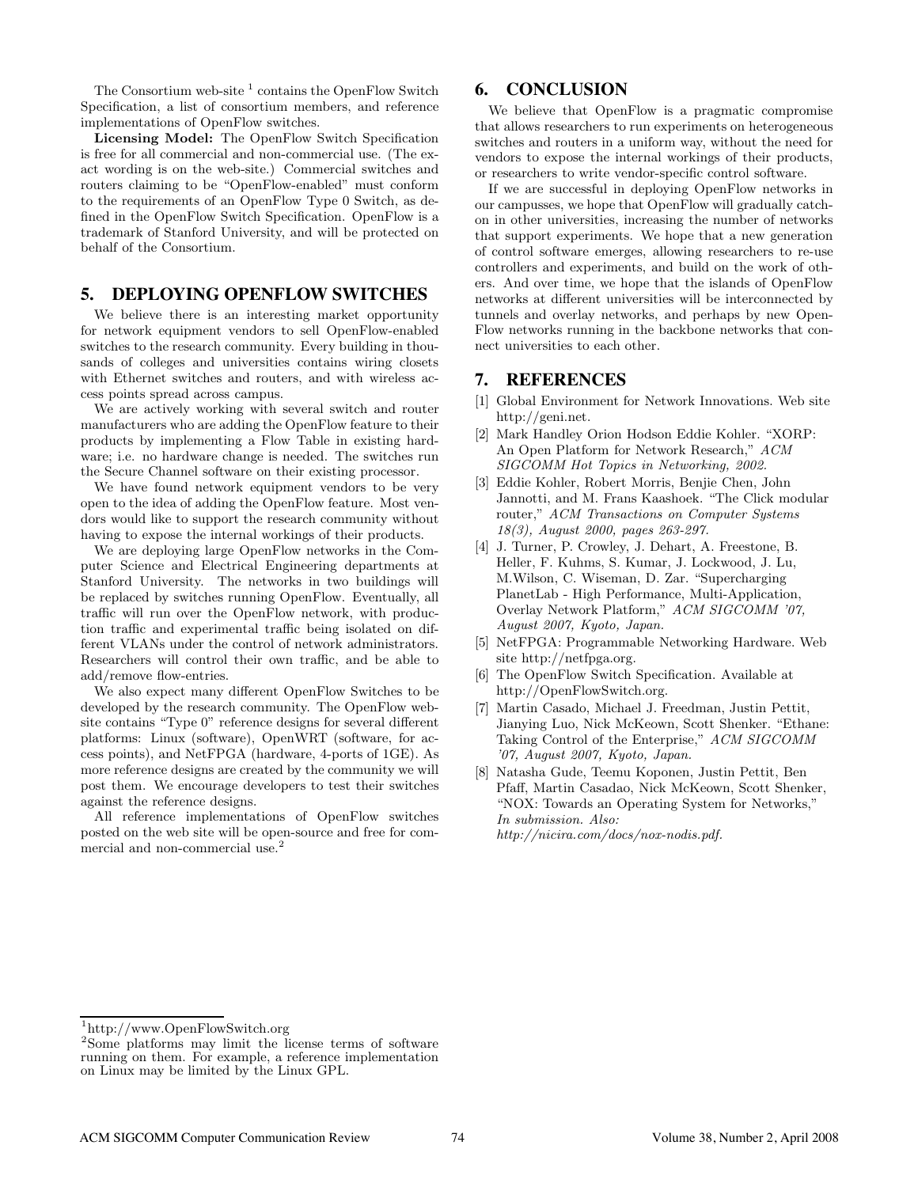The Consortium web-site [1] contains the OpenFlow Switch Specification, a list of consortium members, and reference implementations of OpenFlow switches.

**Licensing Model:** The OpenFlow Switch Specification is free for all commercial and non-commercial use. (The exact wording is on the web-site.) Commercial switches and routers claiming to be "OpenFlow-enabled" must conform to the requirements of an OpenFlow Type 0 Switch, as defined in the OpenFlow Switch Specification. OpenFlow is a trademark of Stanford University, and will be protected on behalf of the Consortium.

## 5. DEPLOYING OPENFLOW SWITCHES

We believe there is an interesting market opportunity for network equipment vendors to sell OpenFlow-enabled switches to the research community. Every building in thousands of colleges and universities contains wiring closets with Ethernet switches and routers, and with wireless access points spread across campus.

We are actively working with several switch and router manufacturers who are adding the OpenFlow feature to their products by implementing a Flow Table in existing hardware; i.e. no hardware change is needed. The switches run the Secure Channel software on their existing processor.

We have found network equipment vendors to be very open to the idea of adding the OpenFlow feature. Most vendors would like to support the research community without having to expose the internal workings of their products.

We are deploying large OpenFlow networks in the Computer Science and Electrical Engineering departments at Stanford University. The networks in two buildings will be replaced by switches running OpenFlow. Eventually, all traffic will run over the OpenFlow network, with production traffic and experimental traffic being isolated on different VLANs under the control of network administrators. Researchers will control their own traffic, and be able to add/remove flow-entries.

We also expect many different OpenFlow Switches to be developed by the research community. The OpenFlow website contains "Type 0" reference designs for several different platforms: Linux (software), OpenWRT (software, for access points), and NetFPGA (hardware, 4-ports of 1GE). As more reference designs are created by the community we will post them. We encourage developers to test their switches against the reference designs.

All reference implementations of OpenFlow switches posted on the web site will be open-source and free for commercial and non-commercial use.[2]

## 6. CONCLUSION

We believe that OpenFlow is a pragmatic compromise that allows researchers to run experiments on heterogeneous switches and routers in a uniform way, without the need for vendors to expose the internal workings of their products, or researchers to write vendor-specific control software.

If we are successful in deploying OpenFlow networks in our campusses, we hope that OpenFlow will gradually catch-on in other universities, increasing the number of networks that support experiments. We hope that a new generation of control software emerges, allowing researchers to re-use controllers and experiments, and build on the work of others. And over time, we hope that the islands of OpenFlow networks at different universities will be interconnected by tunnels and overlay networks, and perhaps by new OpenFlow networks running in the backbone networks that connect universities to each other.

## 7. REFERENCES

[1] Global Environment for Network Innovations. Web site http://geni.net.

[2] Mark Handley Orion Hodson Eddie Kohler. "XORP: An Open Platform for Network Research," *ACM SIGCOMM Hot Topics in Networking, 2002.*

[3] Eddie Kohler, Robert Morris, Benjie Chen, John Jannotti, and M. Frans Kaashoek. "The Click modular router," *ACM Transactions on Computer Systems 18(3), August 2000, pages 263-297.*

[4] J. Turner, P. Crowley, J. Dehart, A. Freestone, B. Heller, F. Kuhms, S. Kumar, J. Lockwood, J. Lu, M.Wilson, C. Wiseman, D. Zar. "Supercharging PlanetLab - High Performance, Multi-Application, Overlay Network Platform," *ACM SIGCOMM '07, August 2007, Kyoto, Japan.*

[5] NetFPGA: Programmable Networking Hardware. Web site http://netfpga.org.

[6] The OpenFlow Switch Specification. Available at http://OpenFlowSwitch.org.

[7] Martin Casado, Michael J. Freedman, Justin Pettit, Jianying Luo, Nick McKeown, Scott Shenker. "Ethane: Taking Control of the Enterprise," *ACM SIGCOMM '07, August 2007, Kyoto, Japan.*

[8] Natasha Gude, Teemu Koponen, Justin Pettit, Ben Pfaff, Martin Casadao, Nick McKeown, Scott Shenker, "NOX: Towards an Operating System for Networks," *In submission. Also: http://nicira.com/docs/nox-nodis.pdf.*

[1] http://www.OpenFlowSwitch.org

[2] Some platforms may limit the license terms of software running on them. For example, a reference implementation on Linux may be limited by the Linux GPL.